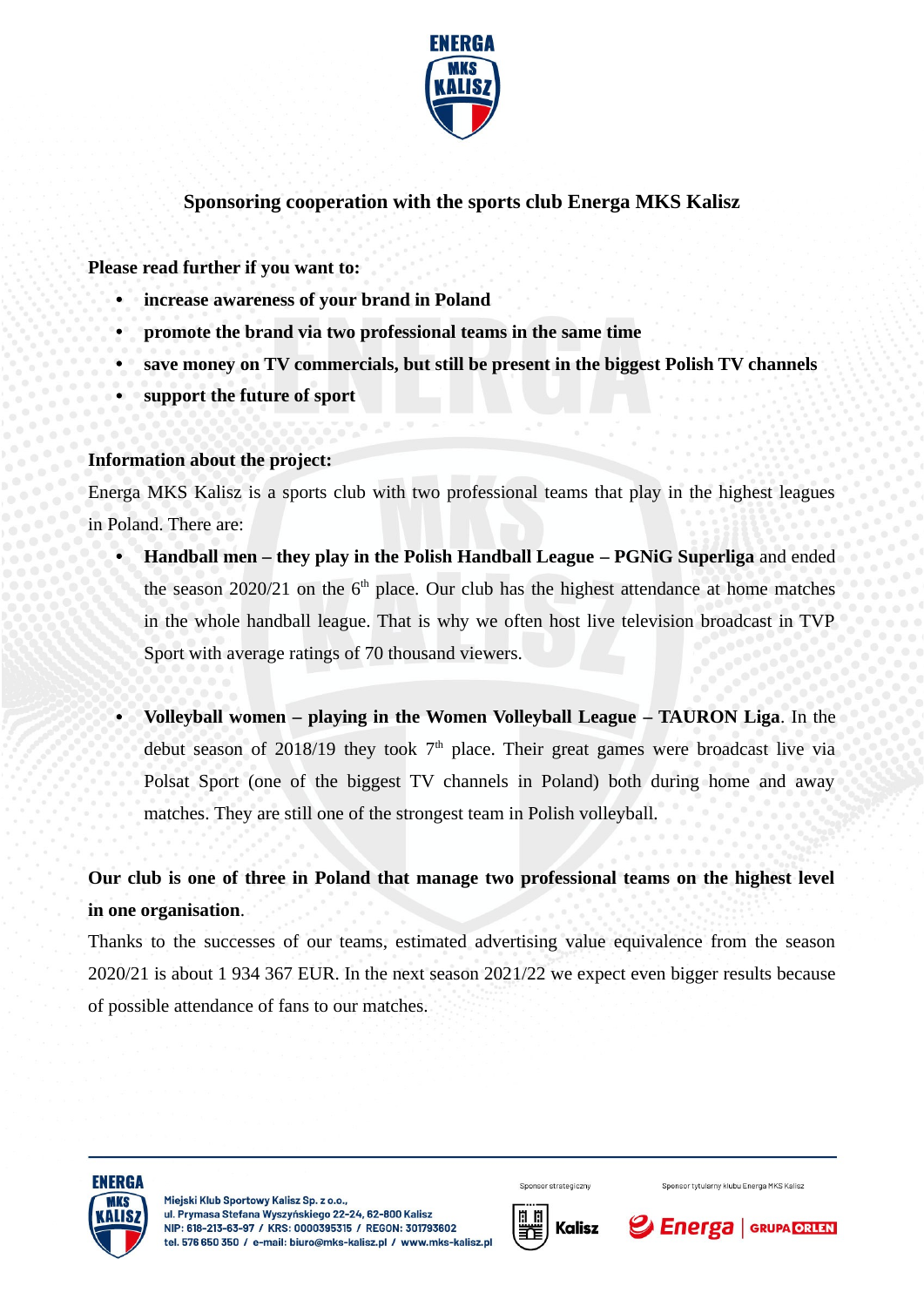## Sponsoring cooperation with the sports club Energa MKS Kalisz

**Please read further if you want to:**

- **increase awareness of your brand in Poland**
- **promote the brand via two professional teams in the same time**
- **save money on TV commercials, but still be present in the biggest Polish TV channels**
- **support the future of sport**

**Information about the project:**

Energa MKS Kalisz is a sports club with two professional teams that play in the highest leagues in Poland. There are:

- **Handball men – they play in the Polish Handball League – PGNiG Superliga** and ended the season 2020/21 on the 6th place. Our club has the highest attendance at home matches in the whole handball league. That is why we often host live television broadcast in TVP Sport with average ratings of 70 thousand viewers.

- **Volleyball women – playing in the Women Volleyball League – TAURON Liga**. In the debut season of 2018/19 they took 7th place. Their great games were broadcast live via Polsat Sport (one of the biggest TV channels in Poland) both during home and away matches. They are still one of the strongest team in Polish volleyball.

**Our club is one of three in Poland that manage two professional teams on the highest level in one organisation**.

Thanks to the successes of our teams, estimated advertising value equivalence from the season 2020/21 is about 1 934 367 EUR. In the next season 2021/22 we expect even bigger results because of possible attendance of fans to our matches.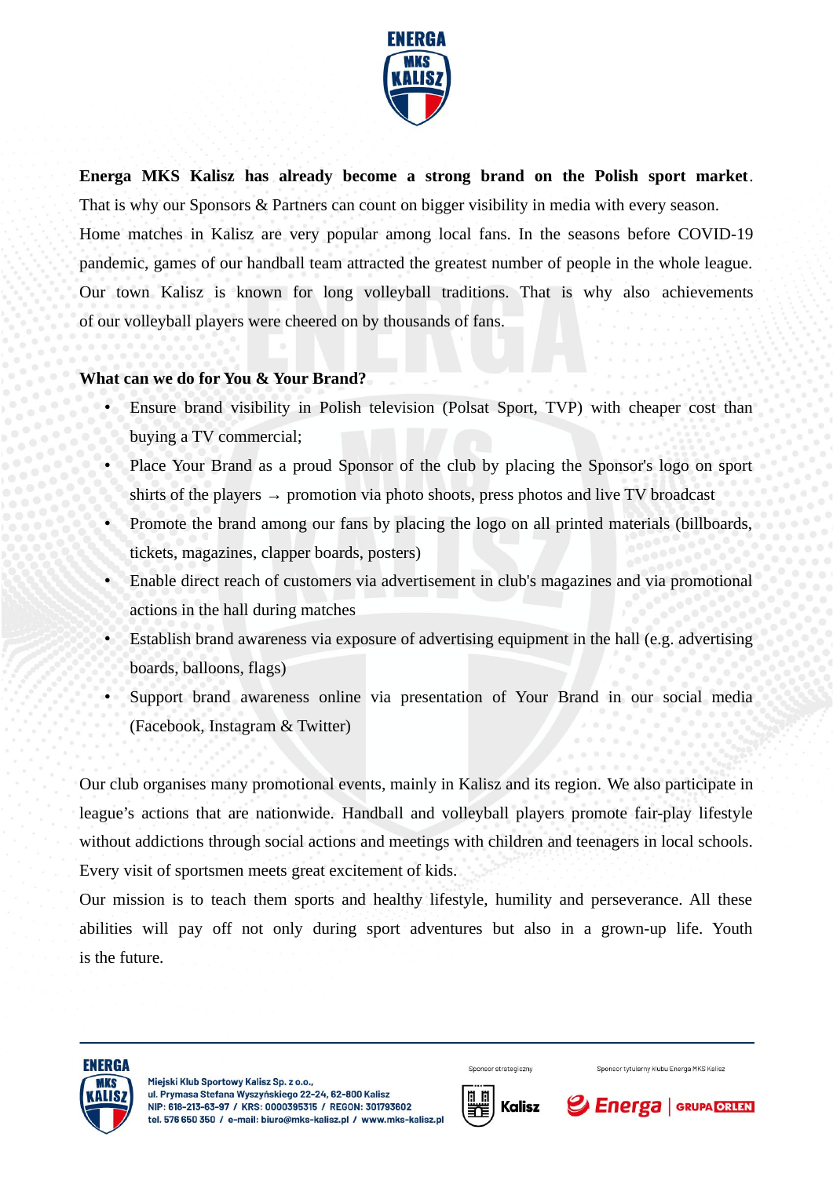**Energa MKS Kalisz has already become a strong brand on the Polish sport market**. That is why our Sponsors & Partners can count on bigger visibility in media with every season.

Home matches in Kalisz are very popular among local fans. In the seasons before COVID-19 pandemic, games of our handball team attracted the greatest number of people in the whole league. Our town Kalisz is known for long volleyball traditions. That is why also achievements of our volleyball players were cheered on by thousands of fans.

**What can we do for You & Your Brand?**

- Ensure brand visibility in Polish television (Polsat Sport, TVP) with cheaper cost than buying a TV commercial;
- Place Your Brand as a proud Sponsor of the club by placing the Sponsor's logo on sport shirts of the players → promotion via photo shoots, press photos and live TV broadcast
- Promote the brand among our fans by placing the logo on all printed materials (billboards, tickets, magazines, clapper boards, posters)
- Enable direct reach of customers via advertisement in club's magazines and via promotional actions in the hall during matches
- Establish brand awareness via exposure of advertising equipment in the hall (e.g. advertising boards, balloons, flags)
- Support brand awareness online via presentation of Your Brand in our social media (Facebook, Instagram & Twitter)

Our club organises many promotional events, mainly in Kalisz and its region. We also participate in league's actions that are nationwide. Handball and volleyball players promote fair-play lifestyle without addictions through social actions and meetings with children and teenagers in local schools. Every visit of sportsmen meets great excitement of kids.

Our mission is to teach them sports and healthy lifestyle, humility and perseverance. All these abilities will pay off not only during sport adventures but also in a grown-up life. Youth is the future.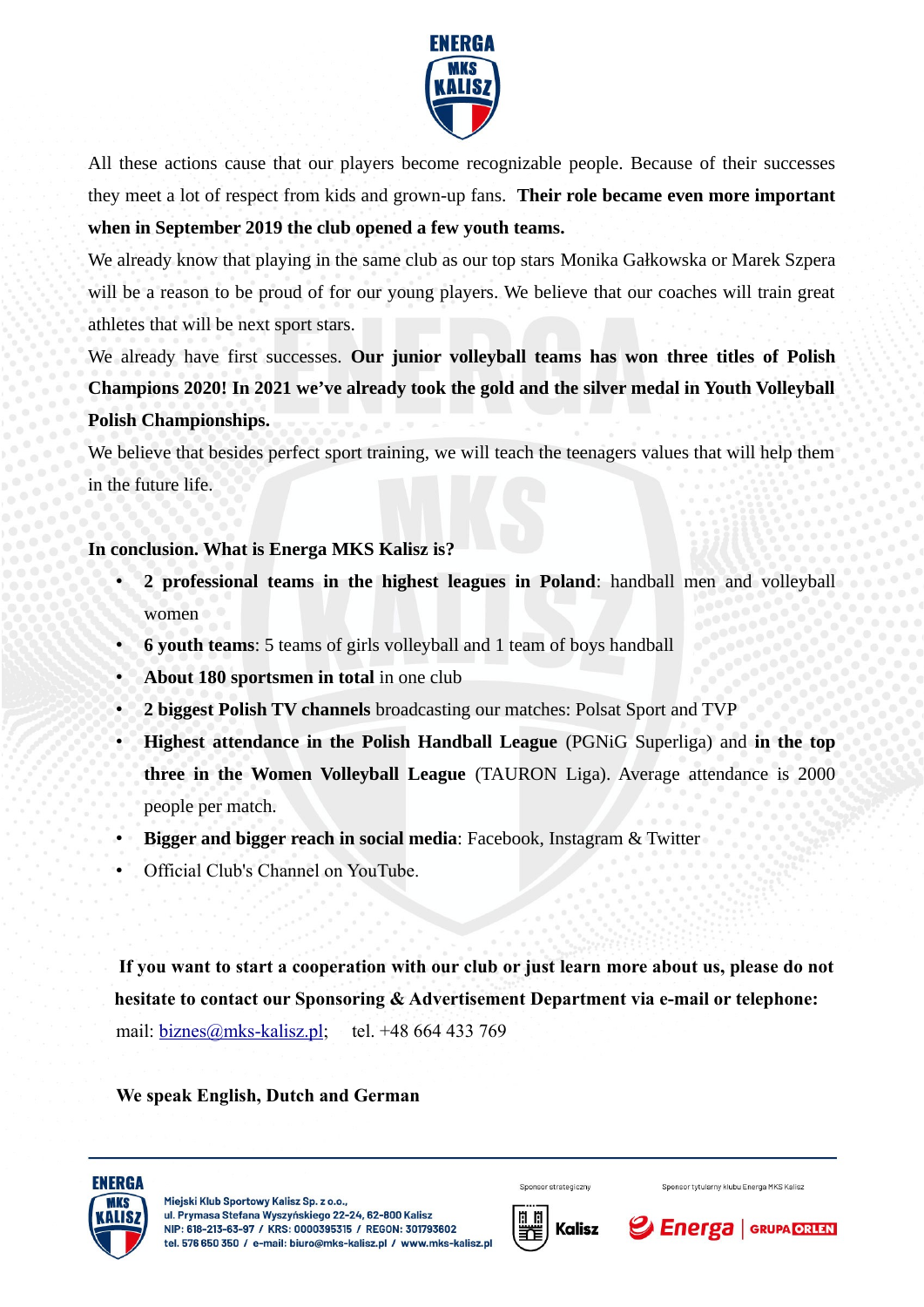All these actions cause that our players become recognizable people. Because of their successes they meet a lot of respect from kids and grown-up fans. **Their role became even more important when in September 2019 the club opened a few youth teams.**

We already know that playing in the same club as our top stars Monika Gałkowska or Marek Szpera will be a reason to be proud of for our young players. We believe that our coaches will train great athletes that will be next sport stars.

We already have first successes. **Our junior volleyball teams has won three titles of Polish Champions 2020! In 2021 we've already took the gold and the silver medal in Youth Volleyball Polish Championships.**

We believe that besides perfect sport training, we will teach the teenagers values that will help them in the future life.

**In conclusion. What is Energa MKS Kalisz is?**

- **2 professional teams in the highest leagues in Poland**: handball men and volleyball women
- **6 youth teams**: 5 teams of girls volleyball and 1 team of boys handball
- **About 180 sportsmen in total** in one club
- **2 biggest Polish TV channels** broadcasting our matches: Polsat Sport and TVP
- **Highest attendance in the Polish Handball League** (PGNiG Superliga) and **in the top three in the Women Volleyball League** (TAURON Liga). Average attendance is 2000 people per match.
- **Bigger and bigger reach in social media**: Facebook, Instagram & Twitter
- Official Club's Channel on YouTube.

**If you want to start a cooperation with our club or just learn more about us, please do not hesitate to contact our Sponsoring & Advertisement Department via e-mail or telephone:**

mail: biznes@mks-kalisz.pl; tel. +48 664 433 769

**We speak English, Dutch and German**